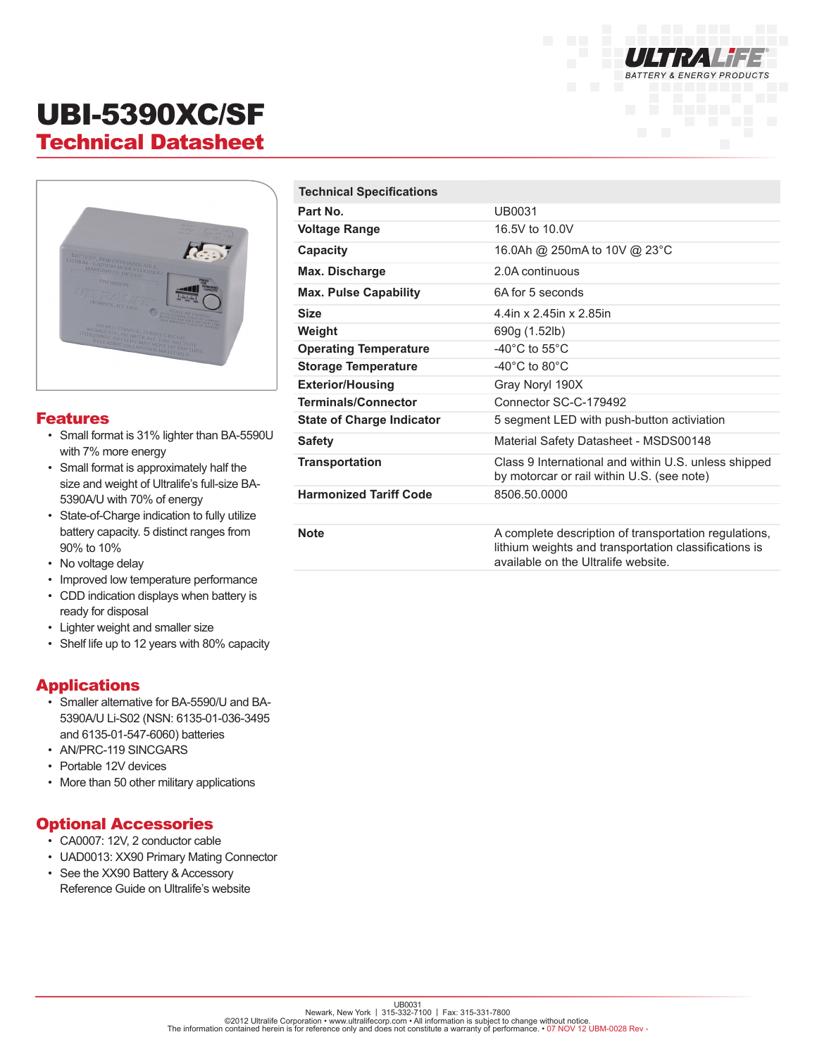# UBI-5390XC/SF

## Technical Datasheet

## Features

- Small format is 31% lighter than BA-5590U with 7% more energy
- Small format is approximately half the size and weight of Ultralife's full-size BA-5390A/U with 70% of energy
- State-of-Charge indication to fully utilize battery capacity. 5 distinct ranges from 90% to 10%
- No voltage delay
- Improved low temperature performance
- CDD indication displays when battery is ready for disposal
- Lighter weight and smaller size
- Shelf life up to 12 years with 80% capacity

## Applications

- Smaller alternative for BA-5590/U and BA-5390A/U Li-S02 (NSN: 6135-01-036-3495 and 6135-01-547-6060) batteries
- AN/PRC-119 SINCGARS
- Portable 12V devices
- More than 50 other military applications

## Optional Accessories

- CA0007: 12V, 2 conductor cable
- UAD0013: XX90 Primary Mating Connector
- See the XX90 Battery & Accessory Reference Guide on Ultralife's website

| Technical Specifications | |
|---|---|
| **Part No.** | UB0031 |
| **Voltage Range** | 16.5V to 10.0V |
| **Capacity** | 16.0Ah @ 250mA to 10V @ 23°C |
| **Max. Discharge** | 2.0A continuous |
| **Max. Pulse Capability** | 6A for 5 seconds |
| **Size** | 4.4in x 2.45in x 2.85in |
| **Weight** | 690g (1.52lb) |
| **Operating Temperature** | -40°C to 55°C |
| **Storage Temperature** | -40°C to 80°C |
| **Exterior/Housing** | Gray Noryl 190X |
| **Terminals/Connector** | Connector SC-C-179492 |
| **State of Charge Indicator** | 5 segment LED with push-button activation |
| **Safety** | Material Safety Datasheet - MSDS00148 |
| **Transportation** | Class 9 International and within U.S. unless shipped by motorcar or rail within U.S. (see note) |
| **Harmonized Tariff Code** | 8506.50.0000 |
| **Note** | A complete description of transportation regulations, lithium weights and transportation classifications is available on the Ultralife website. |

UB0031
Newark, New York | 315-332-7100 | Fax: 315-331-7800
©2012 Ultralife Corporation • www.ultralifecorp.com • All information is subject to change without notice.
The information contained herein is for reference only and does not constitute a warranty of performance. • 07 NOV 12 UBM-0028 Rev -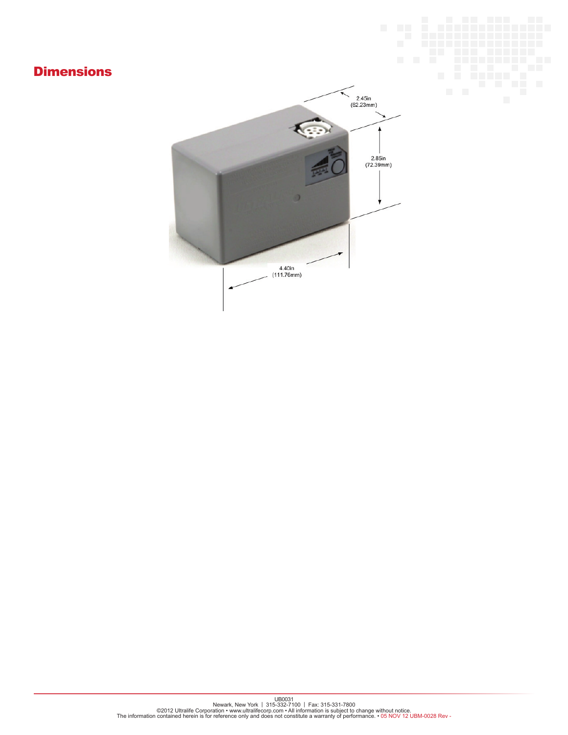## Dimensions

2.45in
(62.23mm)

2.85in
(72.39mm)

4.40in
(111.76mm)

UB0031
Newark, New York | 315-332-7100 | Fax: 315-331-7800
©2012 Ultralife Corporation • www.ultralifecorp.com • All information is subject to change without notice.
The information contained herein is for reference only and does not constitute a warranty of performance. • 05 NOV 12 UBM-0028 Rev -